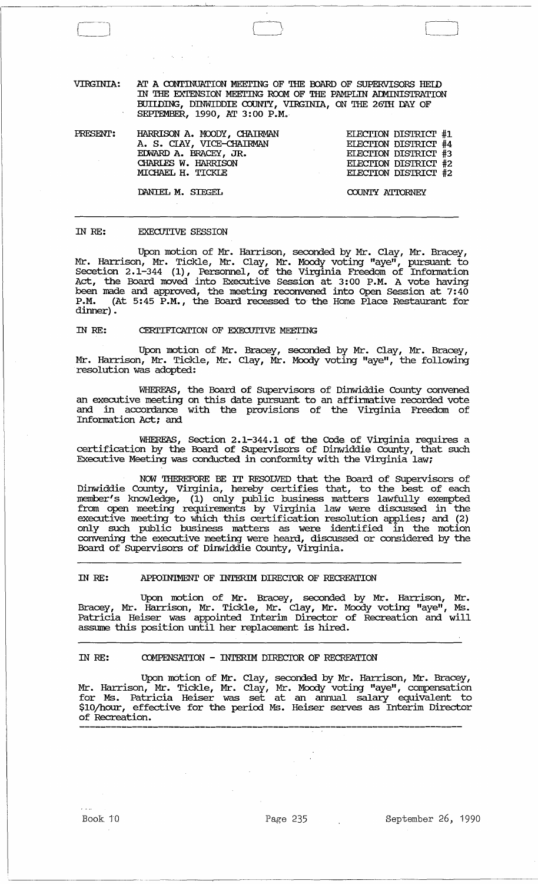VIRGINIA: AT A CONTINUATION MEETING OF THE BOARD OF SUPERVISORS HELD IN THE EXTENSION MEETING ROOM OF THE PAMPLIN ADMINISTRATION BUILDING, DINWIDDIE COUNTY, VIRGINIA, ON THE 26TH DAY OF SEPTEMBER, 1990, AT 3:00 P.M.

| PRESENT: | | |
|---|---|---|
| | HARRISON A. MOODY, CHAIRMAN | ELECTION DISTRICT #1 |
| | A. S. CLAY, VICE-CHAIRMAN | ELECTION DISTRICT #4 |
| | EDWARD A. BRACEY, JR. | ELECTION DISTRICT #3 |
| | CHARLES W. HARRISON | ELECTION DISTRICT #2 |
| | MICHAEL H. TICKLE | ELECTION DISTRICT #2 |
| | DANIEL M. SIEGEL | COUNTY ATTORNEY |

---

IN RE: EXECUTIVE SESSION

Upon motion of Mr. Harrison, seconded by Mr. Clay, Mr. Bracey, Mr. Harrison, Mr. Tickle, Mr. Clay, Mr. Moody voting "aye", pursuant to Secetion 2.1-344 (1), Personnel, of the Virginia Freedom of Information Act, the Board moved into Executive Session at 3:00 P.M. A vote having been made and approved, the meeting reconvened into Open Session at 7:40 P.M. (At 5:45 P.M., the Board recessed to the Home Place Restaurant for dinner).

IN RE: CERTIFICATION OF EXECUTIVE MEETING

Upon motion of Mr. Bracey, seconded by Mr. Clay, Mr. Bracey, Mr. Harrison, Mr. Tickle, Mr. Clay, Mr. Moody voting "aye", the following resolution was adopted:

WHEREAS, the Board of Supervisors of Dinwiddie County convened an executive meeting on this date pursuant to an affirmative recorded vote and in accordance with the provisions of the Virginia Freedom of Information Act; and

WHEREAS, Section 2.1-344.1 of the Code of Virginia requires a certification by the Board of Supervisors of Dinwiddie County, that such Executive Meeting was conducted in conformity with the Virginia law;

NOW THEREFORE BE IT RESOLVED that the Board of Supervisors of Dinwiddie County, Virginia, hereby certifies that, to the best of each member's knowledge, (1) only public business matters lawfully exempted from open meeting requirements by Virginia law were discussed in the executive meeting to which this certification resolution applies; and (2) only such public business matters as were identified in the motion convening the executive meeting were heard, discussed or considered by the Board of Supervisors of Dinwiddie County, Virginia.

---

IN RE: APPOINTMENT OF INTERIM DIRECTOR OF RECREATION

Upon motion of Mr. Bracey, seconded by Mr. Harrison, Mr. Bracey, Mr. Harrison, Mr. Tickle, Mr. Clay, Mr. Moody voting "aye", Ms. Patricia Heiser was appointed Interim Director of Recreation and will assume this position until her replacement is hired.

---

IN RE: COMPENSATION - INTERIM DIRECTOR OF RECREATION

Upon motion of Mr. Clay, seconded by Mr. Harrison, Mr. Bracey, Mr. Harrison, Mr. Tickle, Mr. Clay, Mr. Moody voting "aye", compensation for Ms. Patricia Heiser was set at an annual salary equivalent to $10/hour, effective for the period Ms. Heiser serves as Interim Director of Recreation.

---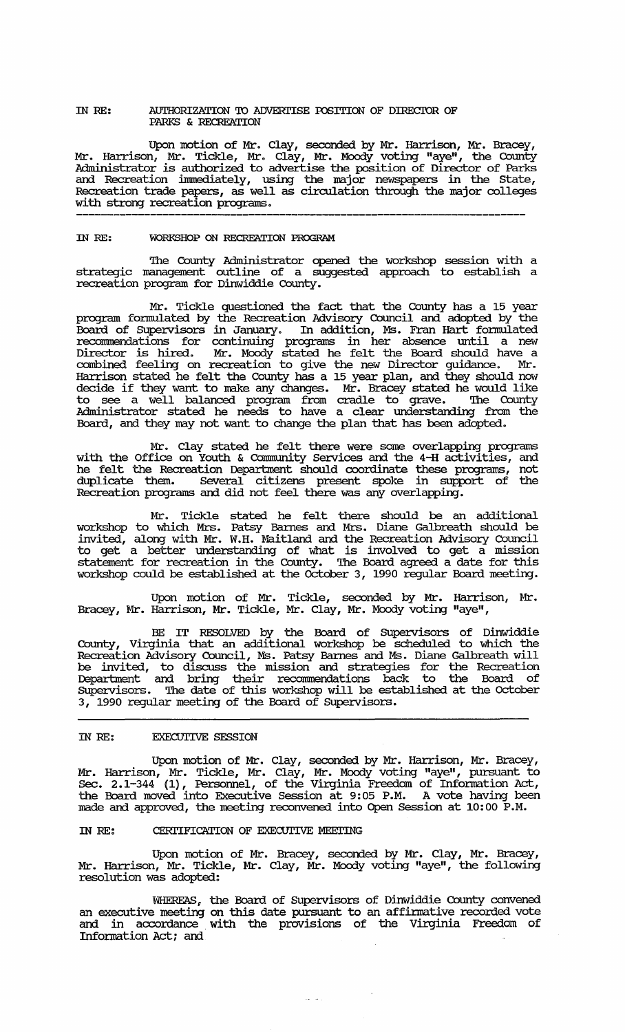IN RE: AUTHORIZATION TO ADVERTISE POSITION OF DIRECTOR OF PARKS & RECREATION

Upon motion of Mr. Clay, seconded by Mr. Harrison, Mr. Bracey, Mr. Harrison, Mr. Tickle, Mr. Clay, Mr. Moody voting "aye", the County Administrator is authorized to advertise the position of Director of Parks and Recreation immediately, using the major newspapers in the State, Recreation trade papers, as well as circulation through the major colleges with strong recreation programs.

---

IN RE: WORKSHOP ON RECREATION PROGRAM

The County Administrator opened the workshop session with a strategic management outline of a suggested approach to establish a recreation program for Dinwiddie County.

Mr. Tickle questioned the fact that the County has a 15 year program formulated by the Recreation Advisory Council and adopted by the Board of Supervisors in January. In addition, Ms. Fran Hart formulated recommendations for continuing programs in her absence until a new Director is hired. Mr. Moody stated he felt the Board should have a combined feeling on recreation to give the new Director guidance. Mr. Harrison stated he felt the County has a 15 year plan, and they should now decide if they want to make any changes. Mr. Bracey stated he would like to see a well balanced program from cradle to grave. The County Administrator stated he needs to have a clear understanding from the Board, and they may not want to change the plan that has been adopted.

Mr. Clay stated he felt there were some overlapping programs with the Office on Youth & Community Services and the 4-H activities, and he felt the Recreation Department should coordinate these programs, not duplicate them. Several citizens present spoke in support of the Recreation programs and did not feel there was any overlapping.

Mr. Tickle stated he felt there should be an additional workshop to which Mrs. Patsy Barnes and Mrs. Diane Galbreath should be invited, along with Mr. W.H. Maitland and the Recreation Advisory Council to get a better understanding of what is involved to get a mission statement for recreation in the County. The Board agreed a date for this workshop could be established at the October 3, 1990 regular Board meeting.

Upon motion of Mr. Tickle, seconded by Mr. Harrison, Mr. Bracey, Mr. Harrison, Mr. Tickle, Mr. Clay, Mr. Moody voting "aye",

BE IT RESOLVED by the Board of Supervisors of Dinwiddie County, Virginia that an additional workshop be scheduled to which the Recreation Advisory Council, Ms. Patsy Barnes and Ms. Diane Galbreath will be invited, to discuss the mission and strategies for the Recreation Department and bring their recommendations back to the Board of Supervisors. The date of this workshop will be established at the October 3, 1990 regular meeting of the Board of Supervisors.

---

IN RE: EXECUTIVE SESSION

Upon motion of Mr. Clay, seconded by Mr. Harrison, Mr. Bracey, Mr. Harrison, Mr. Tickle, Mr. Clay, Mr. Moody voting "aye", pursuant to Sec. 2.1-344 (1), Personnel, of the Virginia Freedom of Information Act, the Board moved into Executive Session at 9:05 P.M. A vote having been made and approved, the meeting reconvened into Open Session at 10:00 P.M.

IN RE: CERTIFICATION OF EXECUTIVE MEETING

Upon motion of Mr. Bracey, seconded by Mr. Clay, Mr. Bracey, Mr. Harrison, Mr. Tickle, Mr. Clay, Mr. Moody voting "aye", the following resolution was adopted:

WHEREAS, the Board of Supervisors of Dinwiddie County convened an executive meeting on this date pursuant to an affirmative recorded vote and in accordance with the provisions of the Virginia Freedom of Information Act; and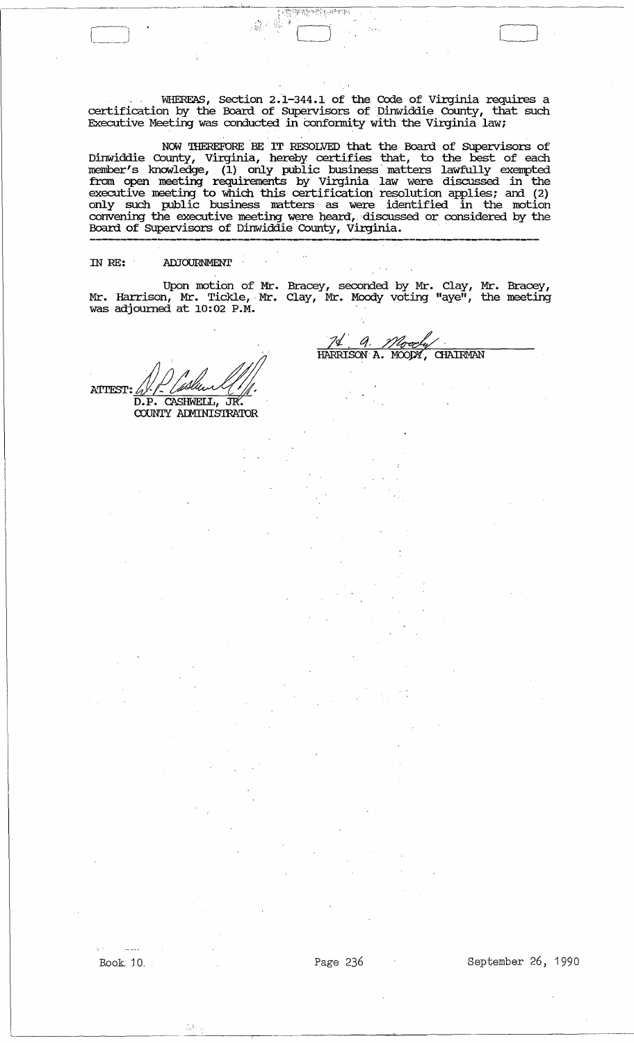WHEREAS, Section 2.1-344.1 of the Code of Virginia requires a certification by the Board of Supervisors of Dinwiddie County, that such Executive Meeting was conducted in conformity with the Virginia law;

NOW THEREFORE BE IT RESOLVED that the Board of Supervisors of Dinwiddie County, Virginia, hereby certifies that, to the best of each member's knowledge, (1) only public business matters lawfully exempted from open meeting requirements by Virginia law were discussed in the executive meeting to which this certification resolution applies; and (2) only such public business matters as were identified in the motion convening the executive meeting were heard, discussed or considered by the Board of Supervisors of Dinwiddie County, Virginia.

---

IN RE: ADJOURNMENT

Upon motion of Mr. Bracey, seconded by Mr. Clay, Mr. Bracey, Mr. Harrison, Mr. Tickle, Mr. Clay, Mr. Moody voting "aye", the meeting was adjourned at 10:02 P.M.

H. A. Moody
HARRISON A. MOODY, CHAIRMAN

ATTEST: D.P. Cashwell, Jr.
D.P. CASHWELL, JR.
COUNTY ADMINISTRATOR

Book 10 Page 236 September 26, 1990